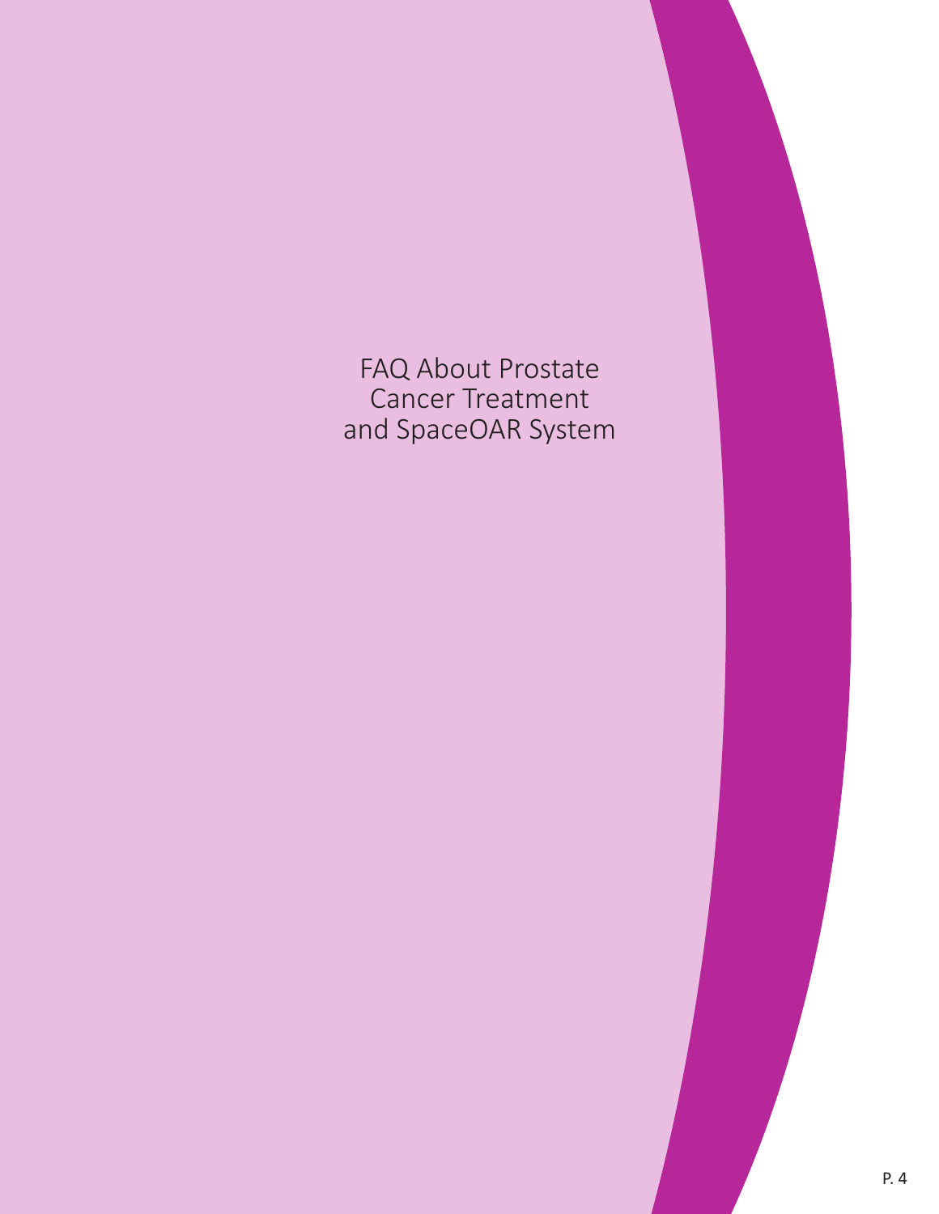# FAQ About Prostate Cancer Treatment and SpaceOAR System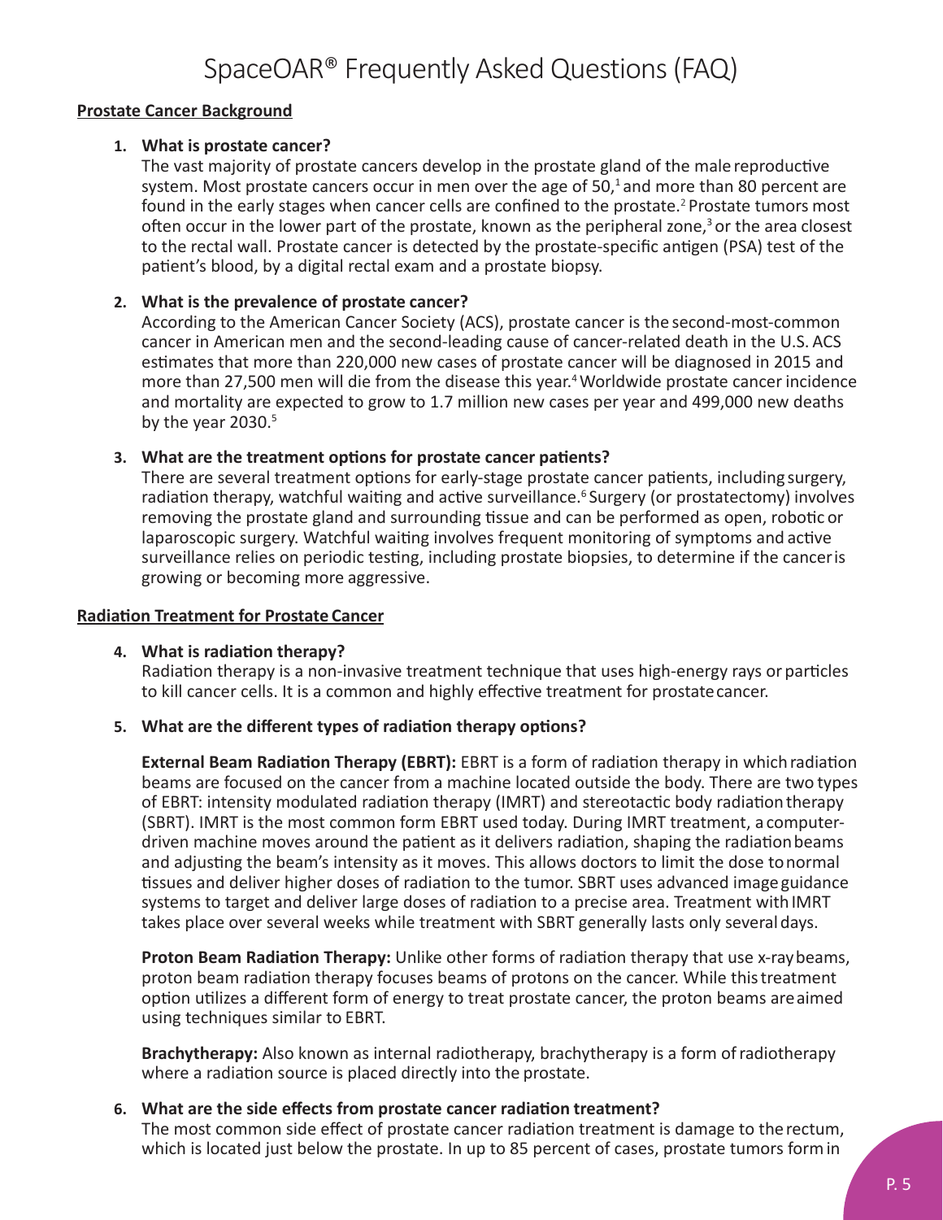# SpaceOAR® Frequently Asked Questions (FAQ)

## Prostate Cancer Background

**1. What is prostate cancer?**

The vast majority of prostate cancers develop in the prostate gland of the male reproductive system. Most prostate cancers occur in men over the age of 50,[1] and more than 80 percent are found in the early stages when cancer cells are confined to the prostate.[2] Prostate tumors most often occur in the lower part of the prostate, known as the peripheral zone,[3] or the area closest to the rectal wall. Prostate cancer is detected by the prostate-specific antigen (PSA) test of the patient's blood, by a digital rectal exam and a prostate biopsy.

**2. What is the prevalence of prostate cancer?**

According to the American Cancer Society (ACS), prostate cancer is the second-most-common cancer in American men and the second-leading cause of cancer-related death in the U.S. ACS estimates that more than 220,000 new cases of prostate cancer will be diagnosed in 2015 and more than 27,500 men will die from the disease this year.[4] Worldwide prostate cancer incidence and mortality are expected to grow to 1.7 million new cases per year and 499,000 new deaths by the year 2030.[5]

**3. What are the treatment options for prostate cancer patients?**

There are several treatment options for early-stage prostate cancer patients, including surgery, radiation therapy, watchful waiting and active surveillance.[6] Surgery (or prostatectomy) involves removing the prostate gland and surrounding tissue and can be performed as open, robotic or laparoscopic surgery. Watchful waiting involves frequent monitoring of symptoms and active surveillance relies on periodic testing, including prostate biopsies, to determine if the cancer is growing or becoming more aggressive.

## Radiation Treatment for Prostate Cancer

**4. What is radiation therapy?**

Radiation therapy is a non-invasive treatment technique that uses high-energy rays or particles to kill cancer cells. It is a common and highly effective treatment for prostate cancer.

**5. What are the different types of radiation therapy options?**

**External Beam Radiation Therapy (EBRT):** EBRT is a form of radiation therapy in which radiation beams are focused on the cancer from a machine located outside the body. There are two types of EBRT: intensity modulated radiation therapy (IMRT) and stereotactic body radiation therapy (SBRT). IMRT is the most common form EBRT used today. During IMRT treatment, a computer-driven machine moves around the patient as it delivers radiation, shaping the radiation beams and adjusting the beam's intensity as it moves. This allows doctors to limit the dose to normal tissues and deliver higher doses of radiation to the tumor. SBRT uses advanced image guidance systems to target and deliver large doses of radiation to a precise area. Treatment with IMRT takes place over several weeks while treatment with SBRT generally lasts only several days.

**Proton Beam Radiation Therapy:** Unlike other forms of radiation therapy that use x-ray beams, proton beam radiation therapy focuses beams of protons on the cancer. While this treatment option utilizes a different form of energy to treat prostate cancer, the proton beams are aimed using techniques similar to EBRT.

**Brachytherapy:** Also known as internal radiotherapy, brachytherapy is a form of radiotherapy where a radiation source is placed directly into the prostate.

**6. What are the side effects from prostate cancer radiation treatment?**

The most common side effect of prostate cancer radiation treatment is damage to the rectum, which is located just below the prostate. In up to 85 percent of cases, prostate tumors form in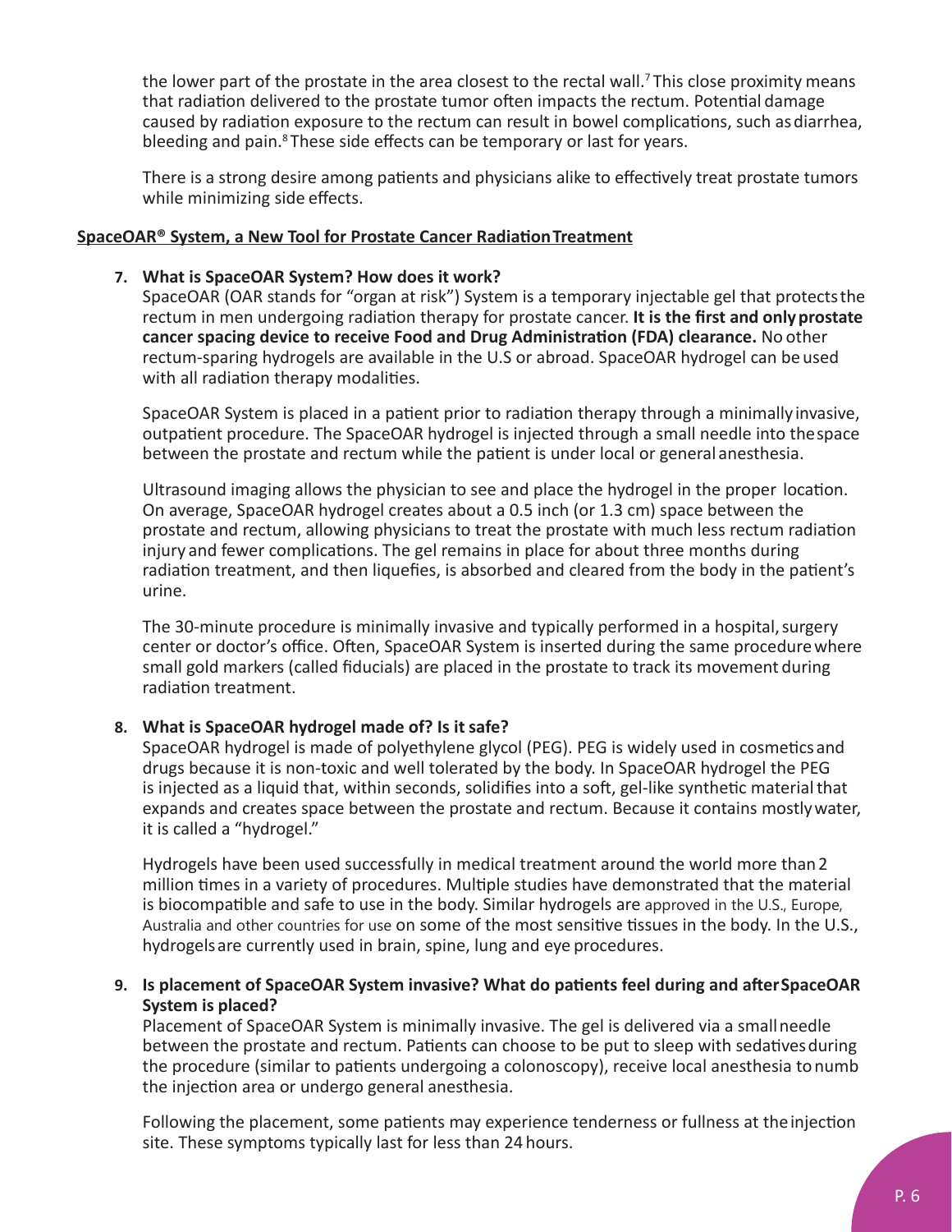the lower part of the prostate in the area closest to the rectal wall.[7] This close proximity means that radiation delivered to the prostate tumor often impacts the rectum. Potential damage caused by radiation exposure to the rectum can result in bowel complications, such as diarrhea, bleeding and pain.[8] These side effects can be temporary or last for years.

There is a strong desire among patients and physicians alike to effectively treat prostate tumors while minimizing side effects.

## SpaceOAR® System, a New Tool for Prostate Cancer Radiation Treatment

**7. What is SpaceOAR System? How does it work?**

SpaceOAR (OAR stands for "organ at risk") System is a temporary injectable gel that protects the rectum in men undergoing radiation therapy for prostate cancer. **It is the first and only prostate cancer spacing device to receive Food and Drug Administration (FDA) clearance.** No other rectum-sparing hydrogels are available in the U.S or abroad. SpaceOAR hydrogel can be used with all radiation therapy modalities.

SpaceOAR System is placed in a patient prior to radiation therapy through a minimally invasive, outpatient procedure. The SpaceOAR hydrogel is injected through a small needle into the space between the prostate and rectum while the patient is under local or general anesthesia.

Ultrasound imaging allows the physician to see and place the hydrogel in the proper location. On average, SpaceOAR hydrogel creates about a 0.5 inch (or 1.3 cm) space between the prostate and rectum, allowing physicians to treat the prostate with much less rectum radiation injury and fewer complications. The gel remains in place for about three months during radiation treatment, and then liquefies, is absorbed and cleared from the body in the patient's urine.

The 30-minute procedure is minimally invasive and typically performed in a hospital, surgery center or doctor's office. Often, SpaceOAR System is inserted during the same procedure where small gold markers (called fiducials) are placed in the prostate to track its movement during radiation treatment.

**8. What is SpaceOAR hydrogel made of? Is it safe?**

SpaceOAR hydrogel is made of polyethylene glycol (PEG). PEG is widely used in cosmetics and drugs because it is non-toxic and well tolerated by the body. In SpaceOAR hydrogel the PEG is injected as a liquid that, within seconds, solidifies into a soft, gel-like synthetic material that expands and creates space between the prostate and rectum. Because it contains mostly water, it is called a "hydrogel."

Hydrogels have been used successfully in medical treatment around the world more than 2 million times in a variety of procedures. Multiple studies have demonstrated that the material is biocompatible and safe to use in the body. Similar hydrogels are approved in the U.S., Europe, Australia and other countries for use on some of the most sensitive tissues in the body. In the U.S., hydrogels are currently used in brain, spine, lung and eye procedures.

**9. Is placement of SpaceOAR System invasive? What do patients feel during and after SpaceOAR System is placed?**

Placement of SpaceOAR System is minimally invasive. The gel is delivered via a small needle between the prostate and rectum. Patients can choose to be put to sleep with sedatives during the procedure (similar to patients undergoing a colonoscopy), receive local anesthesia to numb the injection area or undergo general anesthesia.

Following the placement, some patients may experience tenderness or fullness at the injection site. These symptoms typically last for less than 24 hours.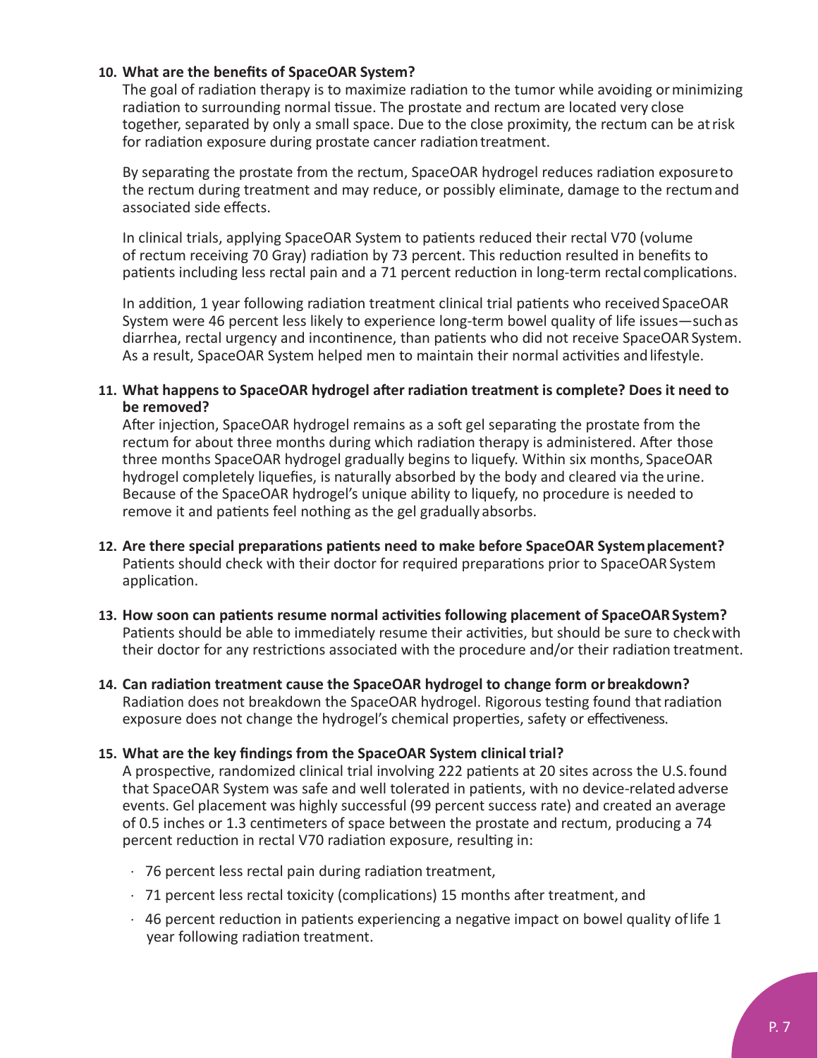**10. What are the benefits of SpaceOAR System?**

The goal of radiation therapy is to maximize radiation to the tumor while avoiding or minimizing radiation to surrounding normal tissue. The prostate and rectum are located very close together, separated by only a small space. Due to the close proximity, the rectum can be at risk for radiation exposure during prostate cancer radiation treatment.

By separating the prostate from the rectum, SpaceOAR hydrogel reduces radiation exposure to the rectum during treatment and may reduce, or possibly eliminate, damage to the rectum and associated side effects.

In clinical trials, applying SpaceOAR System to patients reduced their rectal V70 (volume of rectum receiving 70 Gray) radiation by 73 percent. This reduction resulted in benefits to patients including less rectal pain and a 71 percent reduction in long-term rectal complications.

In addition, 1 year following radiation treatment clinical trial patients who received SpaceOAR System were 46 percent less likely to experience long-term bowel quality of life issues—such as diarrhea, rectal urgency and incontinence, than patients who did not receive SpaceOAR System. As a result, SpaceOAR System helped men to maintain their normal activities and lifestyle.

**11. What happens to SpaceOAR hydrogel after radiation treatment is complete? Does it need to be removed?**

After injection, SpaceOAR hydrogel remains as a soft gel separating the prostate from the rectum for about three months during which radiation therapy is administered. After those three months SpaceOAR hydrogel gradually begins to liquefy. Within six months, SpaceOAR hydrogel completely liquefies, is naturally absorbed by the body and cleared via the urine. Because of the SpaceOAR hydrogel's unique ability to liquefy, no procedure is needed to remove it and patients feel nothing as the gel gradually absorbs.

**12. Are there special preparations patients need to make before SpaceOAR System placement?**

Patients should check with their doctor for required preparations prior to SpaceOAR System application.

**13. How soon can patients resume normal activities following placement of SpaceOAR System?**

Patients should be able to immediately resume their activities, but should be sure to check with their doctor for any restrictions associated with the procedure and/or their radiation treatment.

**14. Can radiation treatment cause the SpaceOAR hydrogel to change form or breakdown?**

Radiation does not breakdown the SpaceOAR hydrogel. Rigorous testing found that radiation exposure does not change the hydrogel's chemical properties, safety or effectiveness.

**15. What are the key findings from the SpaceOAR System clinical trial?**

A prospective, randomized clinical trial involving 222 patients at 20 sites across the U.S. found that SpaceOAR System was safe and well tolerated in patients, with no device-related adverse events. Gel placement was highly successful (99 percent success rate) and created an average of 0.5 inches or 1.3 centimeters of space between the prostate and rectum, producing a 74 percent reduction in rectal V70 radiation exposure, resulting in:

- 76 percent less rectal pain during radiation treatment,
- 71 percent less rectal toxicity (complications) 15 months after treatment, and
- 46 percent reduction in patients experiencing a negative impact on bowel quality of life 1 year following radiation treatment.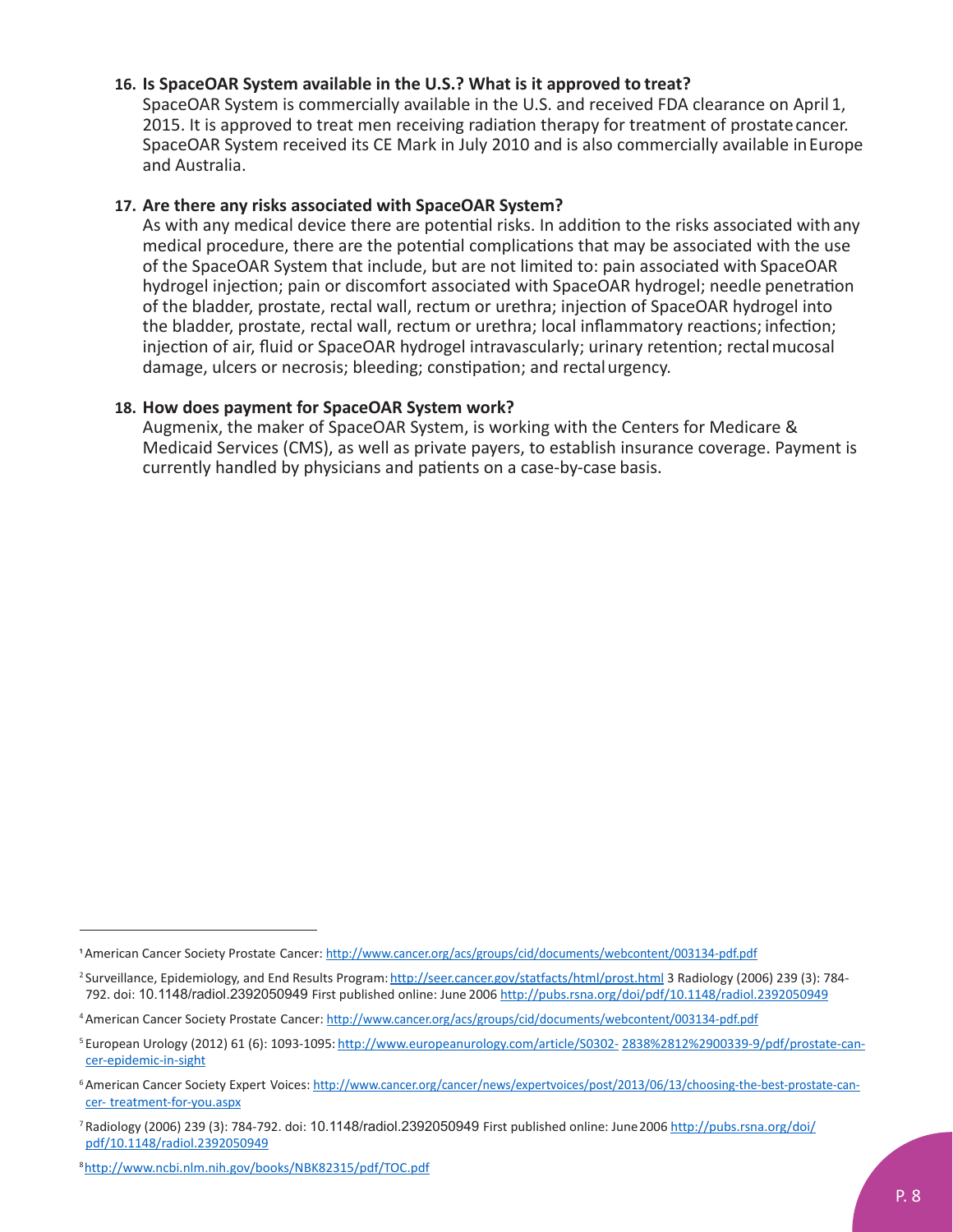**16. Is SpaceOAR System available in the U.S.? What is it approved to treat?**

SpaceOAR System is commercially available in the U.S. and received FDA clearance on April 1, 2015. It is approved to treat men receiving radiation therapy for treatment of prostate cancer. SpaceOAR System received its CE Mark in July 2010 and is also commercially available in Europe and Australia.

**17. Are there any risks associated with SpaceOAR System?**

As with any medical device there are potential risks. In addition to the risks associated with any medical procedure, there are the potential complications that may be associated with the use of the SpaceOAR System that include, but are not limited to: pain associated with SpaceOAR hydrogel injection; pain or discomfort associated with SpaceOAR hydrogel; needle penetration of the bladder, prostate, rectal wall, rectum or urethra; injection of SpaceOAR hydrogel into the bladder, prostate, rectal wall, rectum or urethra; local inflammatory reactions; infection; injection of air, fluid or SpaceOAR hydrogel intravascularly; urinary retention; rectal mucosal damage, ulcers or necrosis; bleeding; constipation; and rectal urgency.

**18. How does payment for SpaceOAR System work?**

Augmenix, the maker of SpaceOAR System, is working with the Centers for Medicare & Medicaid Services (CMS), as well as private payers, to establish insurance coverage. Payment is currently handled by physicians and patients on a case-by-case basis.

---

[1] American Cancer Society Prostate Cancer: http://www.cancer.org/acs/groups/cid/documents/webcontent/003134-pdf.pdf

[2] Surveillance, Epidemiology, and End Results Program: http://seer.cancer.gov/statfacts/html/prost.html [3] Radiology (2006) 239 (3): 784-792. doi: 10.1148/radiol.2392050949 First published online: June 2006 http://pubs.rsna.org/doi/pdf/10.1148/radiol.2392050949

[4] American Cancer Society Prostate Cancer: http://www.cancer.org/acs/groups/cid/documents/webcontent/003134-pdf.pdf

[5] European Urology (2012) 61 (6): 1093-1095: http://www.europeanurology.com/article/S0302-2838%2812%2900339-9/pdf/prostate-cancer-epidemic-in-sight

[6] American Cancer Society Expert Voices: http://www.cancer.org/cancer/news/expertvoices/post/2013/06/13/choosing-the-best-prostate-cancer-treatment-for-you.aspx

[7] Radiology (2006) 239 (3): 784-792. doi: 10.1148/radiol.2392050949 First published online: June 2006 http://pubs.rsna.org/doi/pdf/10.1148/radiol.2392050949

[8] http://www.ncbi.nlm.nih.gov/books/NBK82315/pdf/TOC.pdf